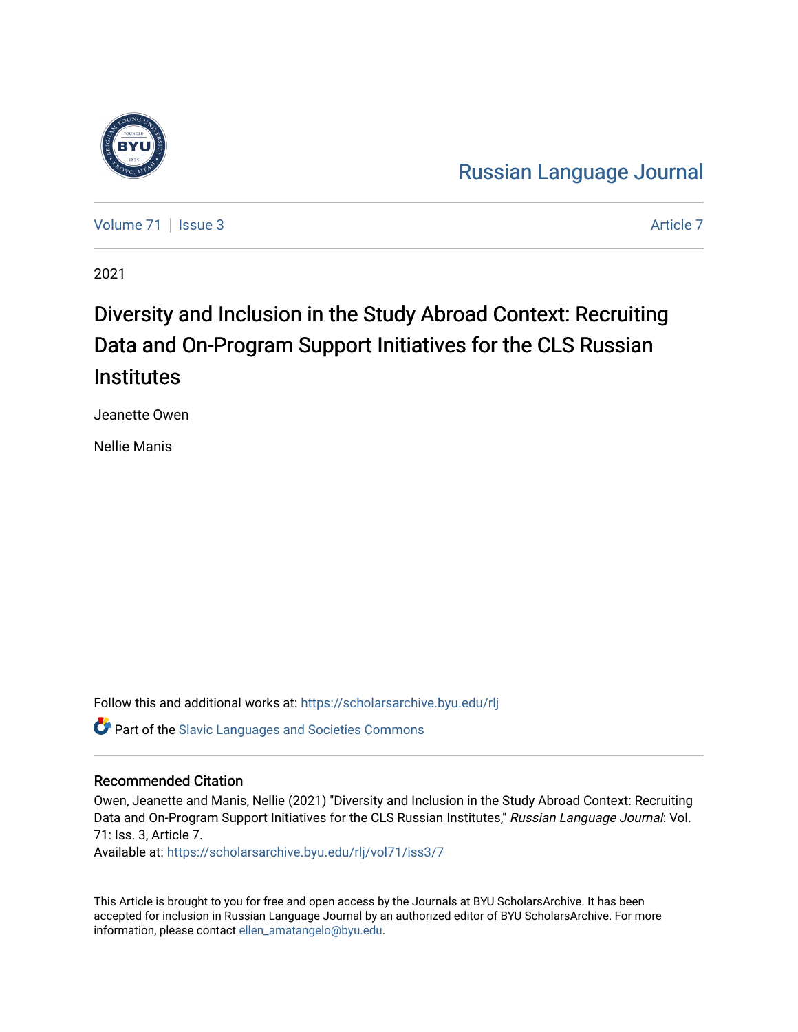Russian Language Journal

Volume 71 | Issue 3 | Article 7

2021

# Diversity and Inclusion in the Study Abroad Context: Recruiting Data and On-Program Support Initiatives for the CLS Russian Institutes

Jeanette Owen

Nellie Manis

Follow this and additional works at: https://scholarsarchive.byu.edu/rlj

Part of the Slavic Languages and Societies Commons

## Recommended Citation

Owen, Jeanette and Manis, Nellie (2021) "Diversity and Inclusion in the Study Abroad Context: Recruiting Data and On-Program Support Initiatives for the CLS Russian Institutes," *Russian Language Journal*: Vol. 71: Iss. 3, Article 7.

Available at: https://scholarsarchive.byu.edu/rlj/vol71/iss3/7

This Article is brought to you for free and open access by the Journals at BYU ScholarsArchive. It has been accepted for inclusion in Russian Language Journal by an authorized editor of BYU ScholarsArchive. For more information, please contact ellen_amatangelo@byu.edu.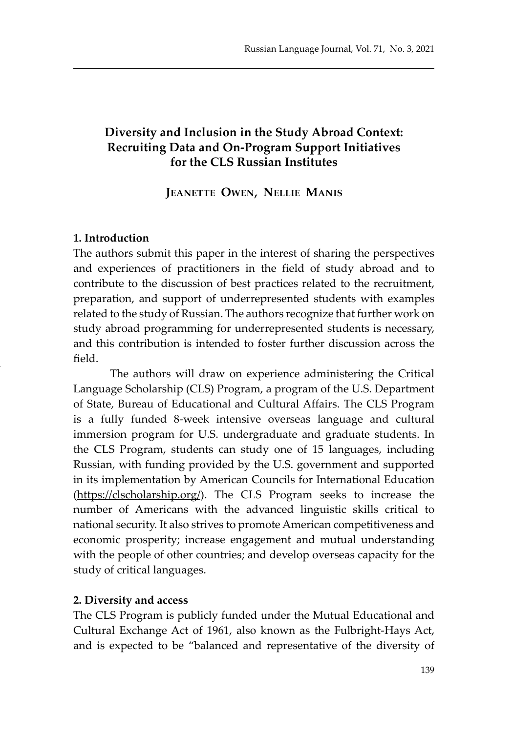# Diversity and Inclusion in the Study Abroad Context: Recruiting Data and On-Program Support Initiatives for the CLS Russian Institutes

**Jeanette Owen, Nellie Manis**

## 1. Introduction

The authors submit this paper in the interest of sharing the perspectives and experiences of practitioners in the field of study abroad and to contribute to the discussion of best practices related to the recruitment, preparation, and support of underrepresented students with examples related to the study of Russian. The authors recognize that further work on study abroad programming for underrepresented students is necessary, and this contribution is intended to foster further discussion across the field.

The authors will draw on experience administering the Critical Language Scholarship (CLS) Program, a program of the U.S. Department of State, Bureau of Educational and Cultural Affairs. The CLS Program is a fully funded 8-week intensive overseas language and cultural immersion program for U.S. undergraduate and graduate students. In the CLS Program, students can study one of 15 languages, including Russian, with funding provided by the U.S. government and supported in its implementation by American Councils for International Education (https://clscholarship.org/). The CLS Program seeks to increase the number of Americans with the advanced linguistic skills critical to national security. It also strives to promote American competitiveness and economic prosperity; increase engagement and mutual understanding with the people of other countries; and develop overseas capacity for the study of critical languages.

## 2. Diversity and access

The CLS Program is publicly funded under the Mutual Educational and Cultural Exchange Act of 1961, also known as the Fulbright-Hays Act, and is expected to be "balanced and representative of the diversity of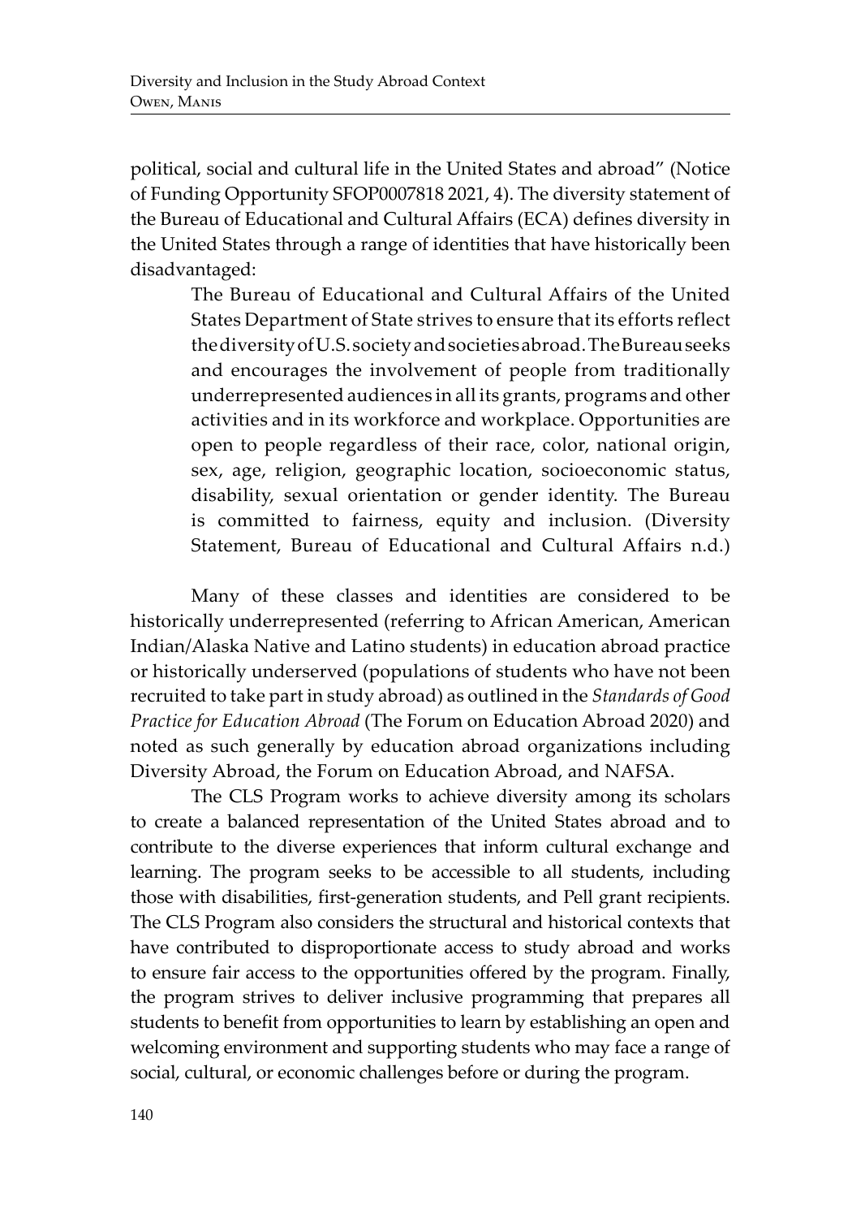political, social and cultural life in the United States and abroad" (Notice of Funding Opportunity SFOP0007818 2021, 4). The diversity statement of the Bureau of Educational and Cultural Affairs (ECA) defines diversity in the United States through a range of identities that have historically been disadvantaged:

> The Bureau of Educational and Cultural Affairs of the United States Department of State strives to ensure that its efforts reflect the diversity of U.S. society and societies abroad. The Bureau seeks and encourages the involvement of people from traditionally underrepresented audiences in all its grants, programs and other activities and in its workforce and workplace. Opportunities are open to people regardless of their race, color, national origin, sex, age, religion, geographic location, socioeconomic status, disability, sexual orientation or gender identity. The Bureau is committed to fairness, equity and inclusion. (Diversity Statement, Bureau of Educational and Cultural Affairs n.d.)

Many of these classes and identities are considered to be historically underrepresented (referring to African American, American Indian/Alaska Native and Latino students) in education abroad practice or historically underserved (populations of students who have not been recruited to take part in study abroad) as outlined in the *Standards of Good Practice for Education Abroad* (The Forum on Education Abroad 2020) and noted as such generally by education abroad organizations including Diversity Abroad, the Forum on Education Abroad, and NAFSA.

The CLS Program works to achieve diversity among its scholars to create a balanced representation of the United States abroad and to contribute to the diverse experiences that inform cultural exchange and learning. The program seeks to be accessible to all students, including those with disabilities, first-generation students, and Pell grant recipients. The CLS Program also considers the structural and historical contexts that have contributed to disproportionate access to study abroad and works to ensure fair access to the opportunities offered by the program. Finally, the program strives to deliver inclusive programming that prepares all students to benefit from opportunities to learn by establishing an open and welcoming environment and supporting students who may face a range of social, cultural, or economic challenges before or during the program.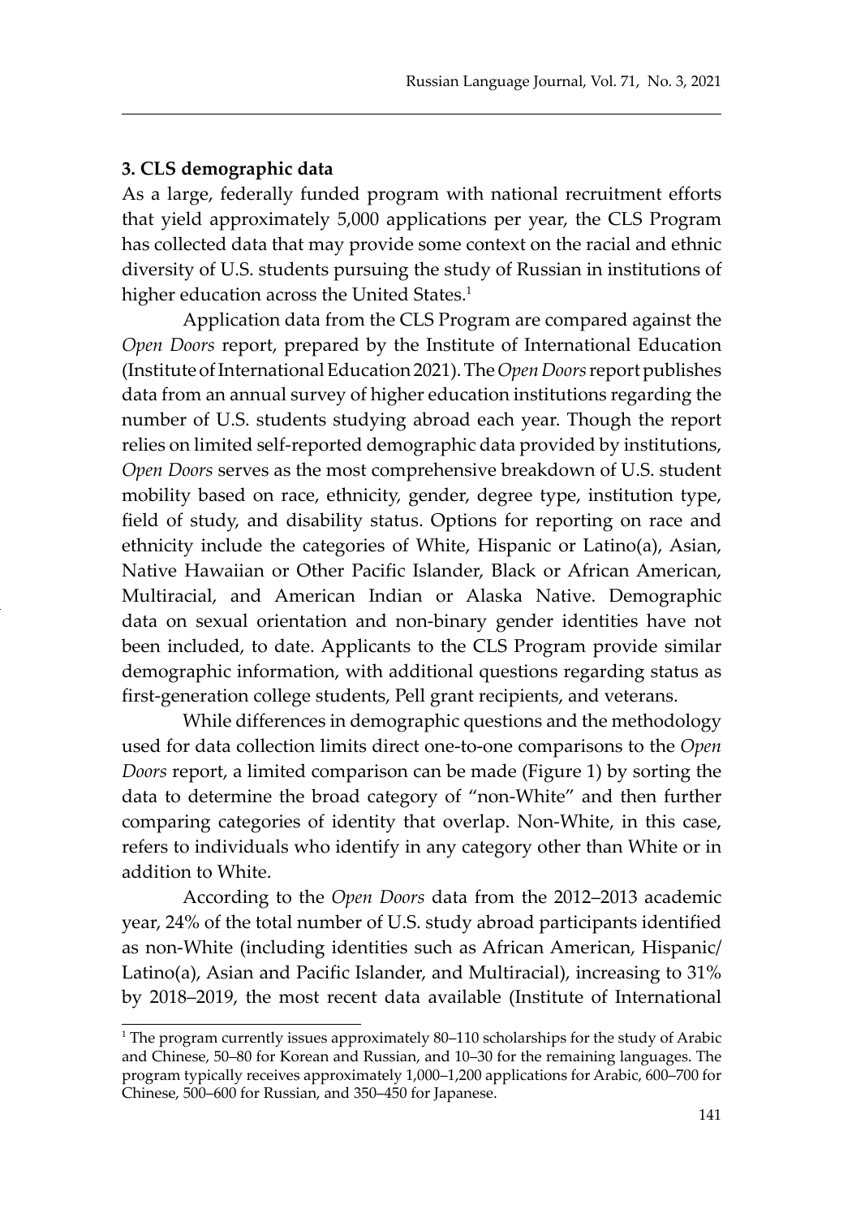### 3. CLS demographic data

As a large, federally funded program with national recruitment efforts that yield approximately 5,000 applications per year, the CLS Program has collected data that may provide some context on the racial and ethnic diversity of U.S. students pursuing the study of Russian in institutions of higher education across the United States.[1]

Application data from the CLS Program are compared against the *Open Doors* report, prepared by the Institute of International Education (Institute of International Education 2021). The *Open Doors* report publishes data from an annual survey of higher education institutions regarding the number of U.S. students studying abroad each year. Though the report relies on limited self-reported demographic data provided by institutions, *Open Doors* serves as the most comprehensive breakdown of U.S. student mobility based on race, ethnicity, gender, degree type, institution type, field of study, and disability status. Options for reporting on race and ethnicity include the categories of White, Hispanic or Latino(a), Asian, Native Hawaiian or Other Pacific Islander, Black or African American, Multiracial, and American Indian or Alaska Native. Demographic data on sexual orientation and non-binary gender identities have not been included, to date. Applicants to the CLS Program provide similar demographic information, with additional questions regarding status as first-generation college students, Pell grant recipients, and veterans.

While differences in demographic questions and the methodology used for data collection limits direct one-to-one comparisons to the *Open Doors* report, a limited comparison can be made (Figure 1) by sorting the data to determine the broad category of "non-White" and then further comparing categories of identity that overlap. Non-White, in this case, refers to individuals who identify in any category other than White or in addition to White.

According to the *Open Doors* data from the 2012–2013 academic year, 24% of the total number of U.S. study abroad participants identified as non-White (including identities such as African American, Hispanic/Latino(a), Asian and Pacific Islander, and Multiracial), increasing to 31% by 2018–2019, the most recent data available (Institute of International

[1] The program currently issues approximately 80–110 scholarships for the study of Arabic and Chinese, 50–80 for Korean and Russian, and 10–30 for the remaining languages. The program typically receives approximately 1,000–1,200 applications for Arabic, 600–700 for Chinese, 500–600 for Russian, and 350–450 for Japanese.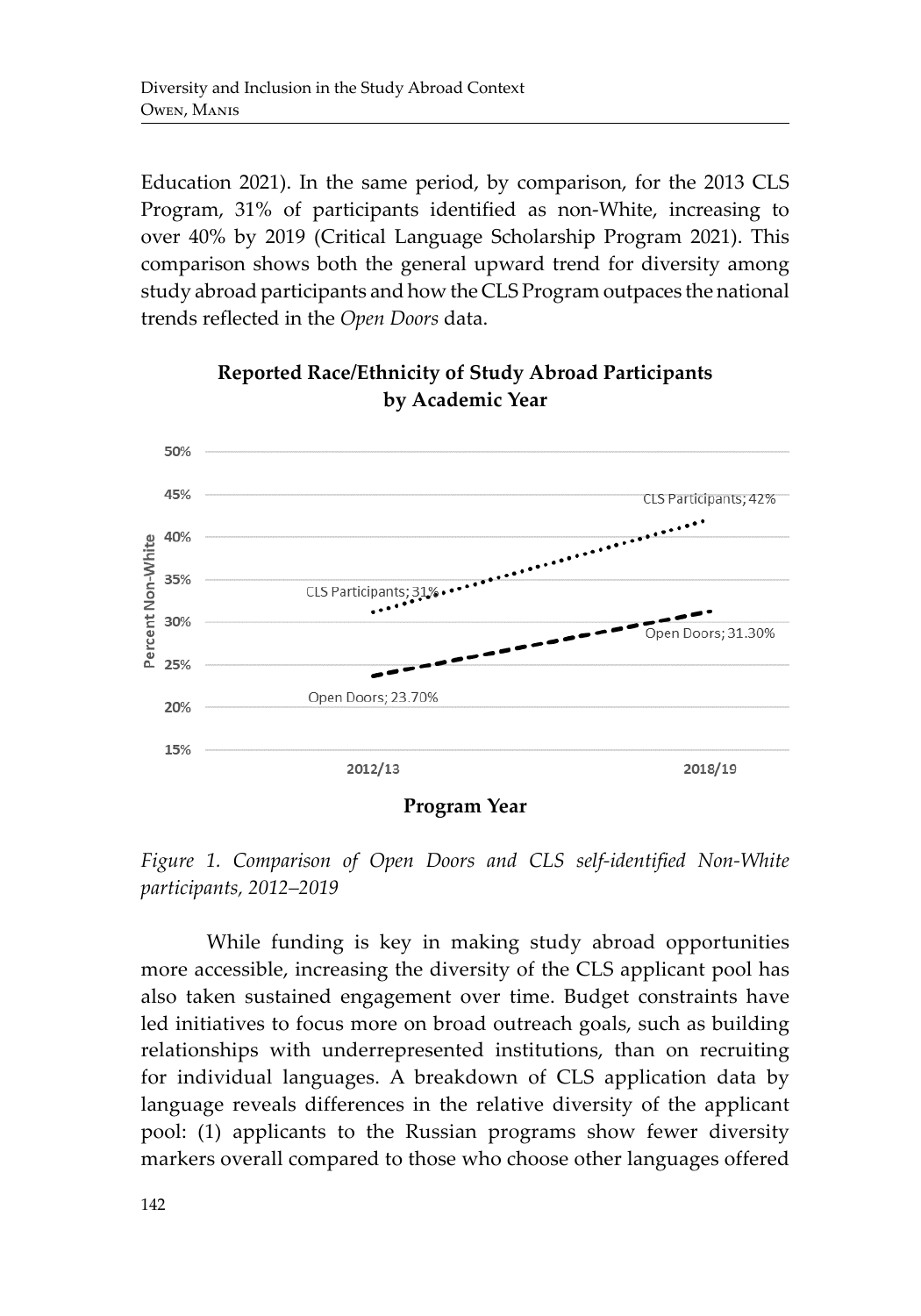Education 2021). In the same period, by comparison, for the 2013 CLS Program, 31% of participants identified as non-White, increasing to over 40% by 2019 (Critical Language Scholarship Program 2021). This comparison shows both the general upward trend for diversity among study abroad participants and how the CLS Program outpaces the national trends reflected in the *Open Doors* data.

**Reported Race/Ethnicity of Study Abroad Participants by Academic Year**

| Program Year | CLS Participants | Open Doors |
|---|---|---|
| 2012/13 | 31% | 23.70% |
| 2018/19 | 42% | 31.30% |

*Figure 1. Comparison of Open Doors and CLS self-identified Non-White participants, 2012–2019*

While funding is key in making study abroad opportunities more accessible, increasing the diversity of the CLS applicant pool has also taken sustained engagement over time. Budget constraints have led initiatives to focus more on broad outreach goals, such as building relationships with underrepresented institutions, than on recruiting for individual languages. A breakdown of CLS application data by language reveals differences in the relative diversity of the applicant pool: (1) applicants to the Russian programs show fewer diversity markers overall compared to those who choose other languages offered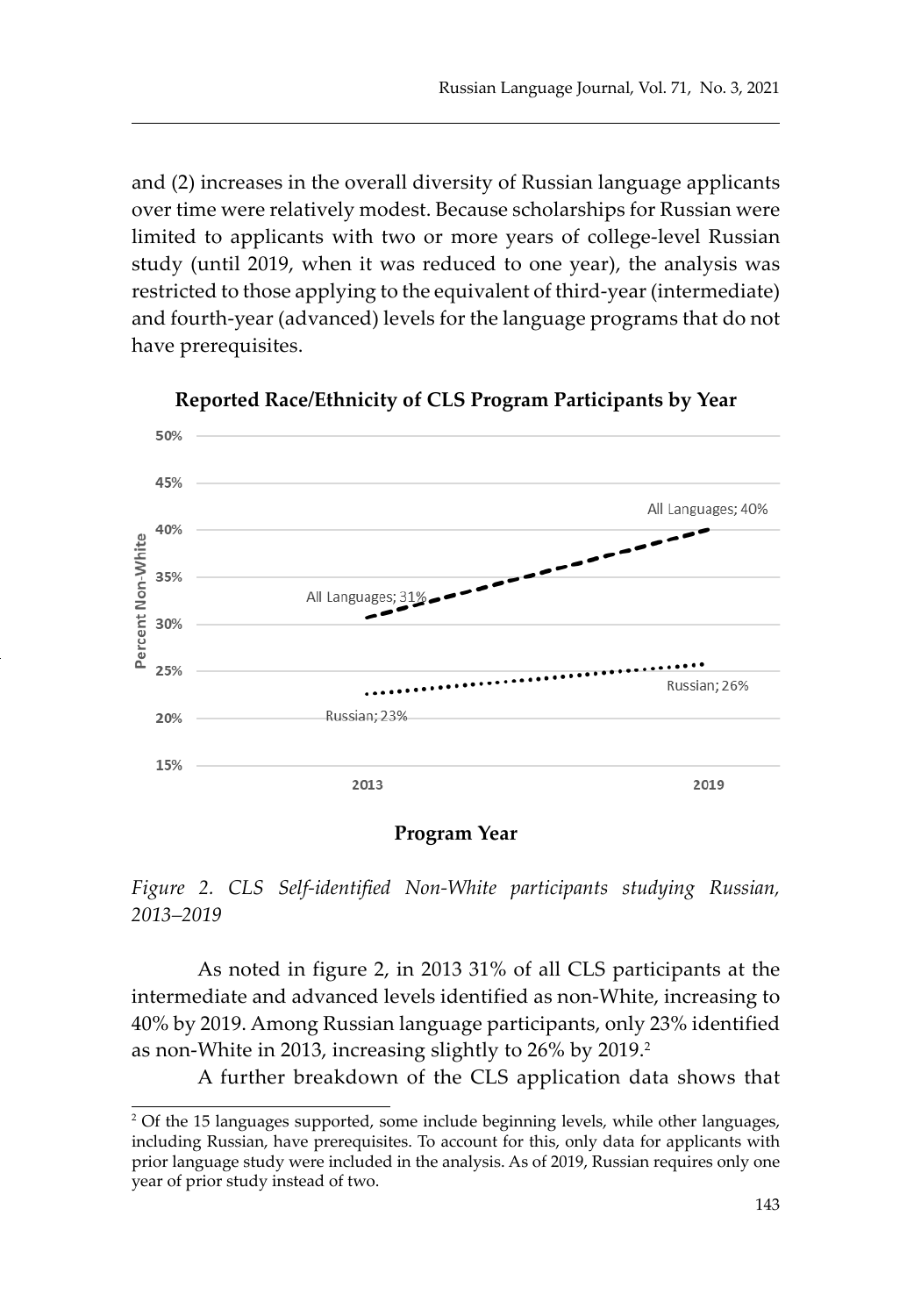and (2) increases in the overall diversity of Russian language applicants over time were relatively modest. Because scholarships for Russian were limited to applicants with two or more years of college-level Russian study (until 2019, when it was reduced to one year), the analysis was restricted to those applying to the equivalent of third-year (intermediate) and fourth-year (advanced) levels for the language programs that do not have prerequisites.

**Reported Race/Ethnicity of CLS Program Participants by Year**

| Program Year | All Languages (Percent Non-White) | Russian (Percent Non-White) |
| --- | --- | --- |
| 2013 | 31% | 23% |
| 2019 | 40% | 26% |

*Figure 2. CLS Self-identified Non-White participants studying Russian, 2013–2019*

As noted in figure 2, in 2013 31% of all CLS participants at the intermediate and advanced levels identified as non-White, increasing to 40% by 2019. Among Russian language participants, only 23% identified as non-White in 2013, increasing slightly to 26% by 2019.[2]

A further breakdown of the CLS application data shows that

---

[2] Of the 15 languages supported, some include beginning levels, while other languages, including Russian, have prerequisites. To account for this, only data for applicants with prior language study were included in the analysis. As of 2019, Russian requires only one year of prior study instead of two.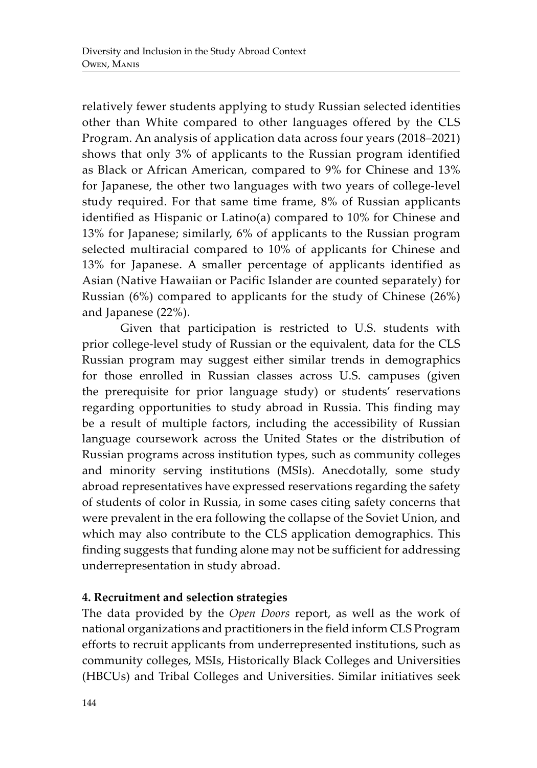relatively fewer students applying to study Russian selected identities other than White compared to other languages offered by the CLS Program. An analysis of application data across four years (2018–2021) shows that only 3% of applicants to the Russian program identified as Black or African American, compared to 9% for Chinese and 13% for Japanese, the other two languages with two years of college-level study required. For that same time frame, 8% of Russian applicants identified as Hispanic or Latino(a) compared to 10% for Chinese and 13% for Japanese; similarly, 6% of applicants to the Russian program selected multiracial compared to 10% of applicants for Chinese and 13% for Japanese. A smaller percentage of applicants identified as Asian (Native Hawaiian or Pacific Islander are counted separately) for Russian (6%) compared to applicants for the study of Chinese (26%) and Japanese (22%).

Given that participation is restricted to U.S. students with prior college-level study of Russian or the equivalent, data for the CLS Russian program may suggest either similar trends in demographics for those enrolled in Russian classes across U.S. campuses (given the prerequisite for prior language study) or students' reservations regarding opportunities to study abroad in Russia. This finding may be a result of multiple factors, including the accessibility of Russian language coursework across the United States or the distribution of Russian programs across institution types, such as community colleges and minority serving institutions (MSIs). Anecdotally, some study abroad representatives have expressed reservations regarding the safety of students of color in Russia, in some cases citing safety concerns that were prevalent in the era following the collapse of the Soviet Union, and which may also contribute to the CLS application demographics. This finding suggests that funding alone may not be sufficient for addressing underrepresentation in study abroad.

## 4. Recruitment and selection strategies

The data provided by the *Open Doors* report, as well as the work of national organizations and practitioners in the field inform CLS Program efforts to recruit applicants from underrepresented institutions, such as community colleges, MSIs, Historically Black Colleges and Universities (HBCUs) and Tribal Colleges and Universities. Similar initiatives seek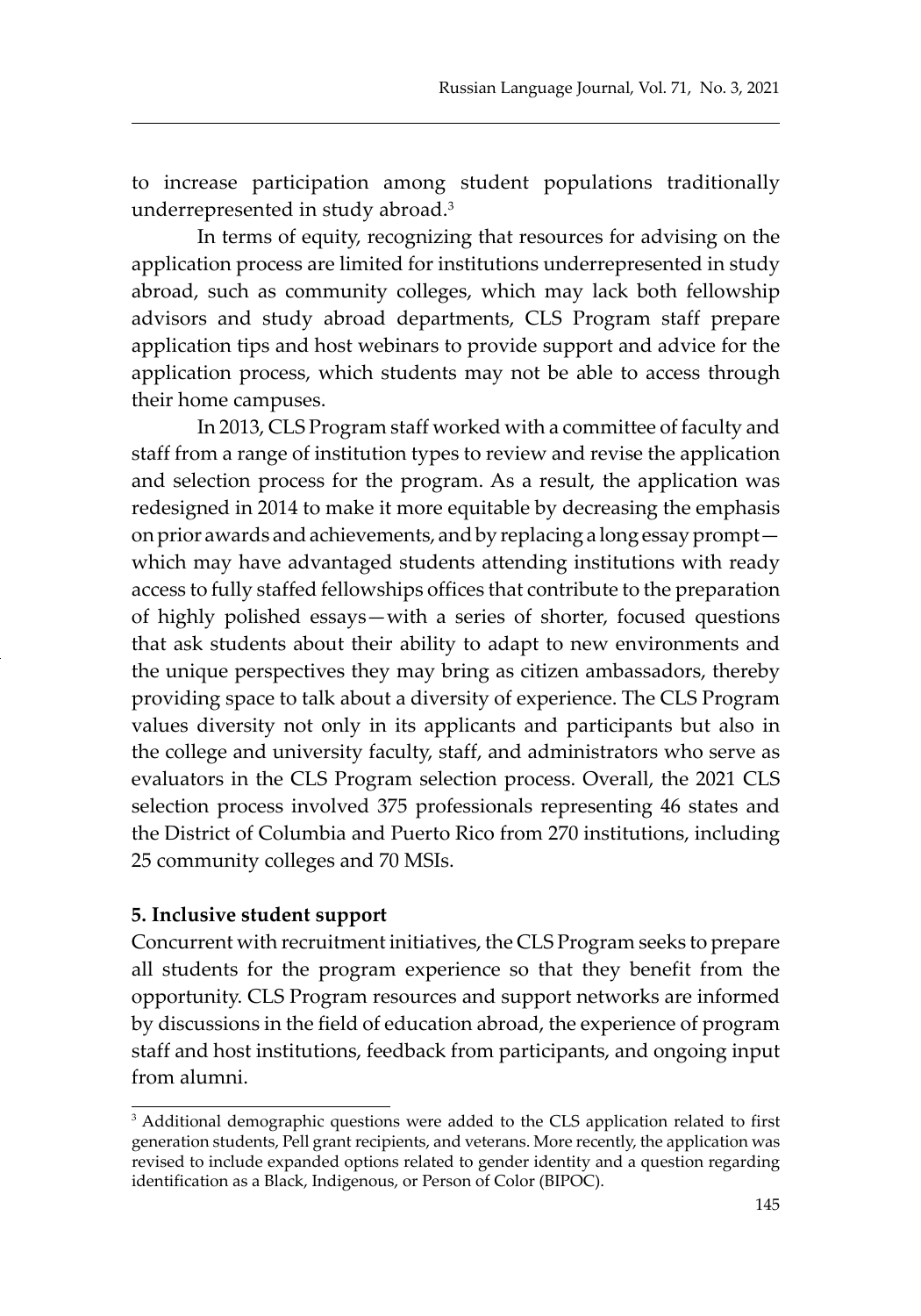to increase participation among student populations traditionally underrepresented in study abroad.[3]

In terms of equity, recognizing that resources for advising on the application process are limited for institutions underrepresented in study abroad, such as community colleges, which may lack both fellowship advisors and study abroad departments, CLS Program staff prepare application tips and host webinars to provide support and advice for the application process, which students may not be able to access through their home campuses.

In 2013, CLS Program staff worked with a committee of faculty and staff from a range of institution types to review and revise the application and selection process for the program. As a result, the application was redesigned in 2014 to make it more equitable by decreasing the emphasis on prior awards and achievements, and by replacing a long essay prompt—which may have advantaged students attending institutions with ready access to fully staffed fellowships offices that contribute to the preparation of highly polished essays—with a series of shorter, focused questions that ask students about their ability to adapt to new environments and the unique perspectives they may bring as citizen ambassadors, thereby providing space to talk about a diversity of experience. The CLS Program values diversity not only in its applicants and participants but also in the college and university faculty, staff, and administrators who serve as evaluators in the CLS Program selection process. Overall, the 2021 CLS selection process involved 375 professionals representing 46 states and the District of Columbia and Puerto Rico from 270 institutions, including 25 community colleges and 70 MSIs.

**5. Inclusive student support**

Concurrent with recruitment initiatives, the CLS Program seeks to prepare all students for the program experience so that they benefit from the opportunity. CLS Program resources and support networks are informed by discussions in the field of education abroad, the experience of program staff and host institutions, feedback from participants, and ongoing input from alumni.

---

[3] Additional demographic questions were added to the CLS application related to first generation students, Pell grant recipients, and veterans. More recently, the application was revised to include expanded options related to gender identity and a question regarding identification as a Black, Indigenous, or Person of Color (BIPOC).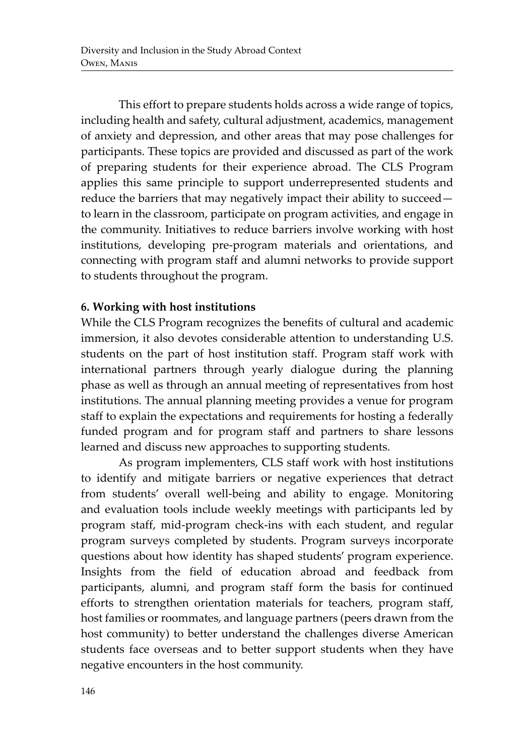This effort to prepare students holds across a wide range of topics, including health and safety, cultural adjustment, academics, management of anxiety and depression, and other areas that may pose challenges for participants. These topics are provided and discussed as part of the work of preparing students for their experience abroad. The CLS Program applies this same principle to support underrepresented students and reduce the barriers that may negatively impact their ability to succeed—to learn in the classroom, participate on program activities, and engage in the community. Initiatives to reduce barriers involve working with host institutions, developing pre-program materials and orientations, and connecting with program staff and alumni networks to provide support to students throughout the program.

**6. Working with host institutions**

While the CLS Program recognizes the benefits of cultural and academic immersion, it also devotes considerable attention to understanding U.S. students on the part of host institution staff. Program staff work with international partners through yearly dialogue during the planning phase as well as through an annual meeting of representatives from host institutions. The annual planning meeting provides a venue for program staff to explain the expectations and requirements for hosting a federally funded program and for program staff and partners to share lessons learned and discuss new approaches to supporting students.

As program implementers, CLS staff work with host institutions to identify and mitigate barriers or negative experiences that detract from students' overall well-being and ability to engage. Monitoring and evaluation tools include weekly meetings with participants led by program staff, mid-program check-ins with each student, and regular program surveys completed by students. Program surveys incorporate questions about how identity has shaped students' program experience. Insights from the field of education abroad and feedback from participants, alumni, and program staff form the basis for continued efforts to strengthen orientation materials for teachers, program staff, host families or roommates, and language partners (peers drawn from the host community) to better understand the challenges diverse American students face overseas and to better support students when they have negative encounters in the host community.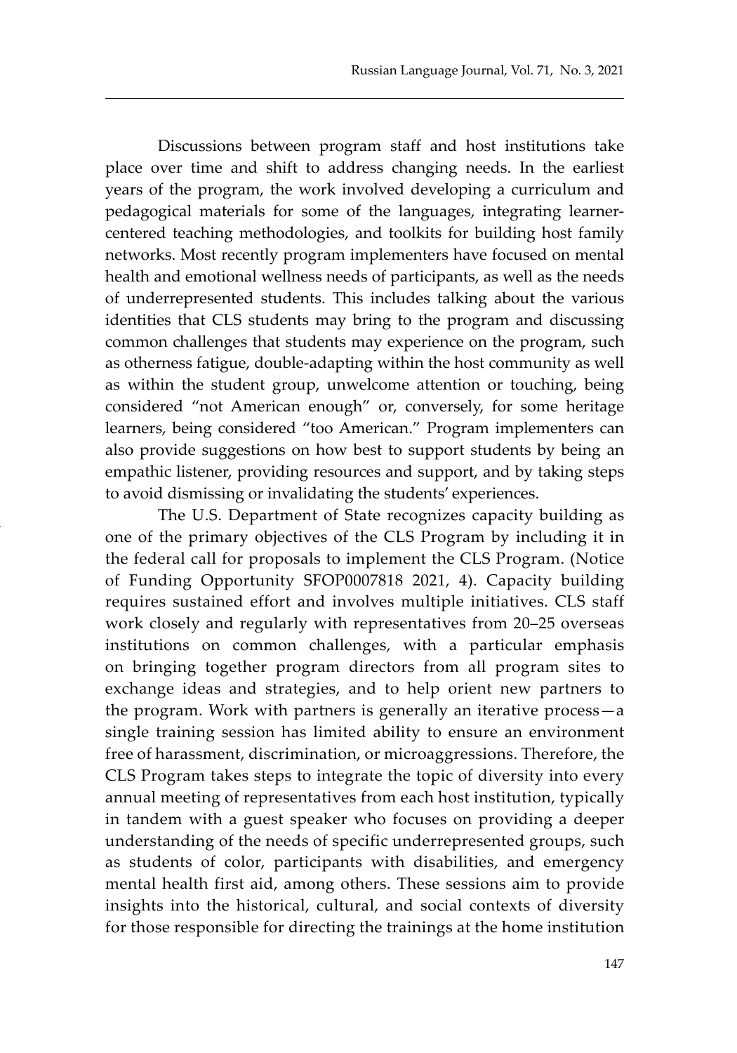Discussions between program staff and host institutions take place over time and shift to address changing needs. In the earliest years of the program, the work involved developing a curriculum and pedagogical materials for some of the languages, integrating learner-centered teaching methodologies, and toolkits for building host family networks. Most recently program implementers have focused on mental health and emotional wellness needs of participants, as well as the needs of underrepresented students. This includes talking about the various identities that CLS students may bring to the program and discussing common challenges that students may experience on the program, such as otherness fatigue, double-adapting within the host community as well as within the student group, unwelcome attention or touching, being considered "not American enough" or, conversely, for some heritage learners, being considered "too American." Program implementers can also provide suggestions on how best to support students by being an empathic listener, providing resources and support, and by taking steps to avoid dismissing or invalidating the students' experiences.

The U.S. Department of State recognizes capacity building as one of the primary objectives of the CLS Program by including it in the federal call for proposals to implement the CLS Program. (Notice of Funding Opportunity SFOP0007818 2021, 4). Capacity building requires sustained effort and involves multiple initiatives. CLS staff work closely and regularly with representatives from 20–25 overseas institutions on common challenges, with a particular emphasis on bringing together program directors from all program sites to exchange ideas and strategies, and to help orient new partners to the program. Work with partners is generally an iterative process—a single training session has limited ability to ensure an environment free of harassment, discrimination, or microaggressions. Therefore, the CLS Program takes steps to integrate the topic of diversity into every annual meeting of representatives from each host institution, typically in tandem with a guest speaker who focuses on providing a deeper understanding of the needs of specific underrepresented groups, such as students of color, participants with disabilities, and emergency mental health first aid, among others. These sessions aim to provide insights into the historical, cultural, and social contexts of diversity for those responsible for directing the trainings at the home institution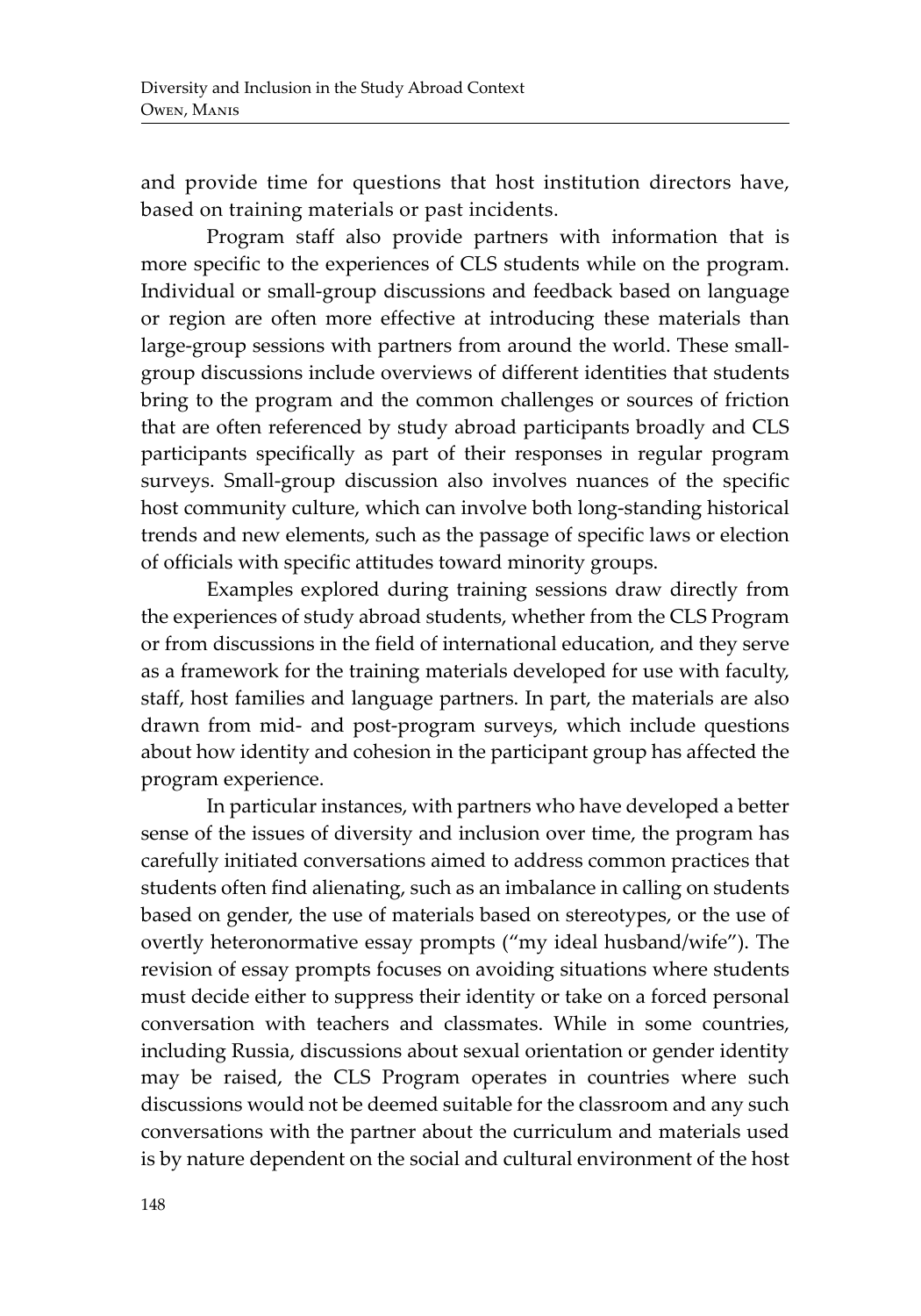and provide time for questions that host institution directors have, based on training materials or past incidents.

Program staff also provide partners with information that is more specific to the experiences of CLS students while on the program. Individual or small-group discussions and feedback based on language or region are often more effective at introducing these materials than large-group sessions with partners from around the world. These small-group discussions include overviews of different identities that students bring to the program and the common challenges or sources of friction that are often referenced by study abroad participants broadly and CLS participants specifically as part of their responses in regular program surveys. Small-group discussion also involves nuances of the specific host community culture, which can involve both long-standing historical trends and new elements, such as the passage of specific laws or election of officials with specific attitudes toward minority groups.

Examples explored during training sessions draw directly from the experiences of study abroad students, whether from the CLS Program or from discussions in the field of international education, and they serve as a framework for the training materials developed for use with faculty, staff, host families and language partners. In part, the materials are also drawn from mid- and post-program surveys, which include questions about how identity and cohesion in the participant group has affected the program experience.

In particular instances, with partners who have developed a better sense of the issues of diversity and inclusion over time, the program has carefully initiated conversations aimed to address common practices that students often find alienating, such as an imbalance in calling on students based on gender, the use of materials based on stereotypes, or the use of overtly heteronormative essay prompts ("my ideal husband/wife"). The revision of essay prompts focuses on avoiding situations where students must decide either to suppress their identity or take on a forced personal conversation with teachers and classmates. While in some countries, including Russia, discussions about sexual orientation or gender identity may be raised, the CLS Program operates in countries where such discussions would not be deemed suitable for the classroom and any such conversations with the partner about the curriculum and materials used is by nature dependent on the social and cultural environment of the host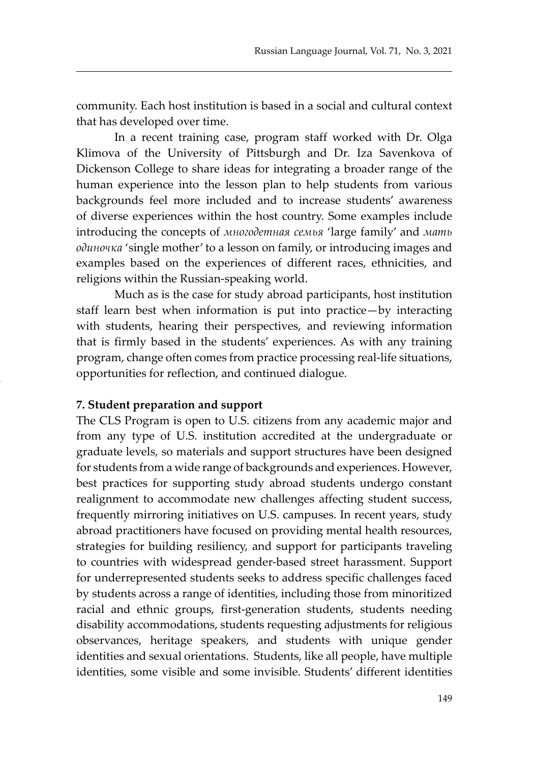community. Each host institution is based in a social and cultural context that has developed over time.

In a recent training case, program staff worked with Dr. Olga Klimova of the University of Pittsburgh and Dr. Iza Savenkova of Dickenson College to share ideas for integrating a broader range of the human experience into the lesson plan to help students from various backgrounds feel more included and to increase students' awareness of diverse experiences within the host country. Some examples include introducing the concepts of *многодетная семья* 'large family' and *мать одиночка* 'single mother' to a lesson on family, or introducing images and examples based on the experiences of different races, ethnicities, and religions within the Russian-speaking world.

Much as is the case for study abroad participants, host institution staff learn best when information is put into practice—by interacting with students, hearing their perspectives, and reviewing information that is firmly based in the students' experiences. As with any training program, change often comes from practice processing real-life situations, opportunities for reflection, and continued dialogue.

**7. Student preparation and support**

The CLS Program is open to U.S. citizens from any academic major and from any type of U.S. institution accredited at the undergraduate or graduate levels, so materials and support structures have been designed for students from a wide range of backgrounds and experiences. However, best practices for supporting study abroad students undergo constant realignment to accommodate new challenges affecting student success, frequently mirroring initiatives on U.S. campuses. In recent years, study abroad practitioners have focused on providing mental health resources, strategies for building resiliency, and support for participants traveling to countries with widespread gender-based street harassment. Support for underrepresented students seeks to address specific challenges faced by students across a range of identities, including those from minoritized racial and ethnic groups, first-generation students, students needing disability accommodations, students requesting adjustments for religious observances, heritage speakers, and students with unique gender identities and sexual orientations. Students, like all people, have multiple identities, some visible and some invisible. Students' different identities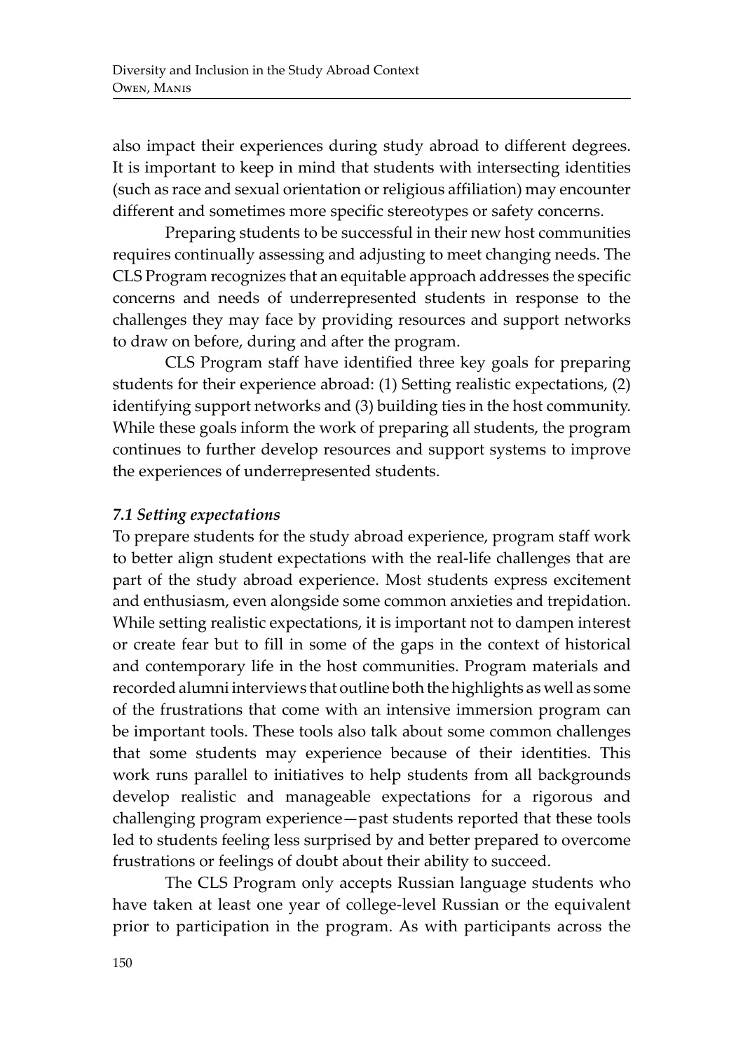also impact their experiences during study abroad to different degrees. It is important to keep in mind that students with intersecting identities (such as race and sexual orientation or religious affiliation) may encounter different and sometimes more specific stereotypes or safety concerns.

Preparing students to be successful in their new host communities requires continually assessing and adjusting to meet changing needs. The CLS Program recognizes that an equitable approach addresses the specific concerns and needs of underrepresented students in response to the challenges they may face by providing resources and support networks to draw on before, during and after the program.

CLS Program staff have identified three key goals for preparing students for their experience abroad: (1) Setting realistic expectations, (2) identifying support networks and (3) building ties in the host community. While these goals inform the work of preparing all students, the program continues to further develop resources and support systems to improve the experiences of underrepresented students.

### *7.1 Setting expectations*

To prepare students for the study abroad experience, program staff work to better align student expectations with the real-life challenges that are part of the study abroad experience. Most students express excitement and enthusiasm, even alongside some common anxieties and trepidation. While setting realistic expectations, it is important not to dampen interest or create fear but to fill in some of the gaps in the context of historical and contemporary life in the host communities. Program materials and recorded alumni interviews that outline both the highlights as well as some of the frustrations that come with an intensive immersion program can be important tools. These tools also talk about some common challenges that some students may experience because of their identities. This work runs parallel to initiatives to help students from all backgrounds develop realistic and manageable expectations for a rigorous and challenging program experience—past students reported that these tools led to students feeling less surprised by and better prepared to overcome frustrations or feelings of doubt about their ability to succeed.

The CLS Program only accepts Russian language students who have taken at least one year of college-level Russian or the equivalent prior to participation in the program. As with participants across the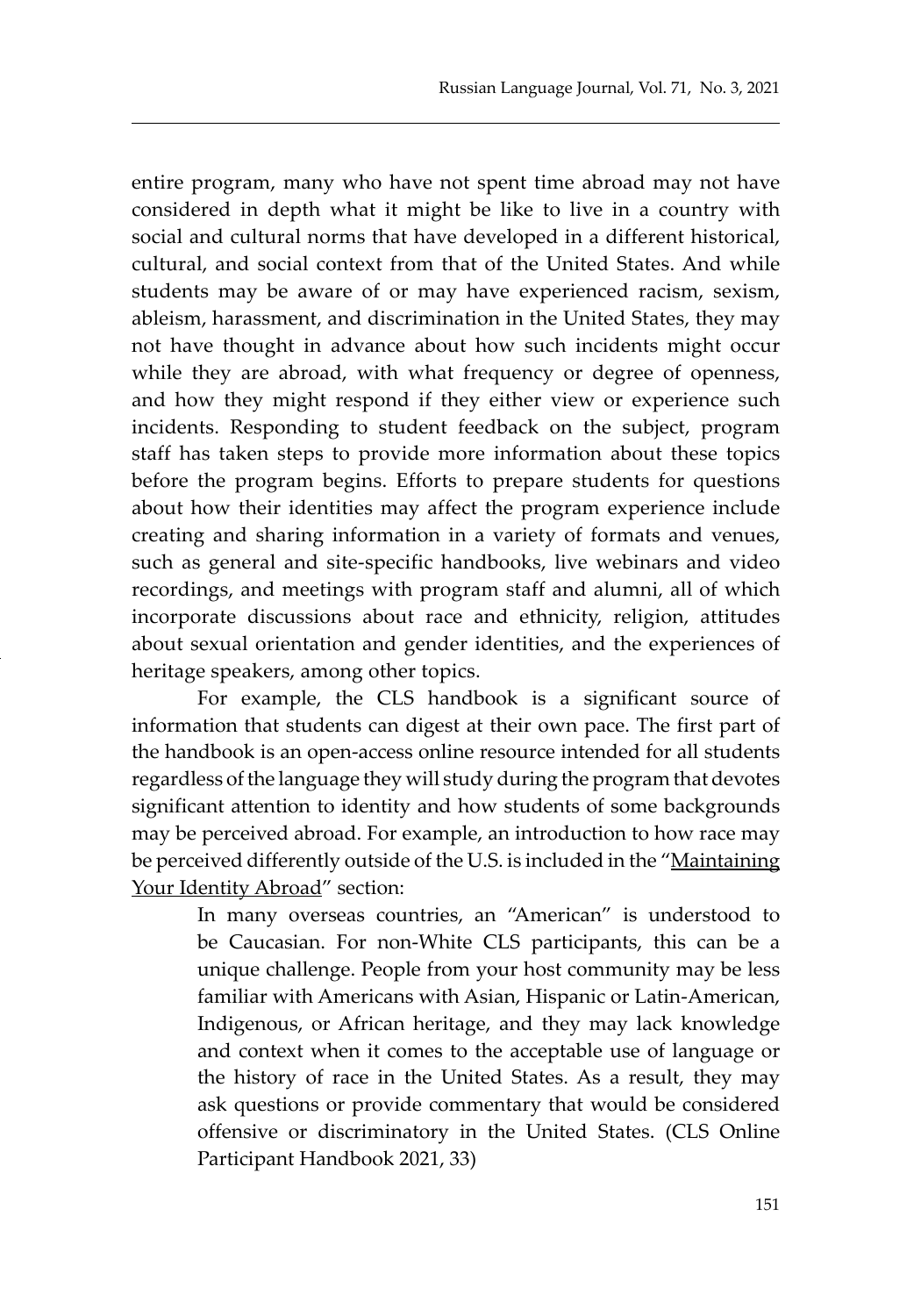entire program, many who have not spent time abroad may not have considered in depth what it might be like to live in a country with social and cultural norms that have developed in a different historical, cultural, and social context from that of the United States. And while students may be aware of or may have experienced racism, sexism, ableism, harassment, and discrimination in the United States, they may not have thought in advance about how such incidents might occur while they are abroad, with what frequency or degree of openness, and how they might respond if they either view or experience such incidents. Responding to student feedback on the subject, program staff has taken steps to provide more information about these topics before the program begins. Efforts to prepare students for questions about how their identities may affect the program experience include creating and sharing information in a variety of formats and venues, such as general and site-specific handbooks, live webinars and video recordings, and meetings with program staff and alumni, all of which incorporate discussions about race and ethnicity, religion, attitudes about sexual orientation and gender identities, and the experiences of heritage speakers, among other topics.

For example, the CLS handbook is a significant source of information that students can digest at their own pace. The first part of the handbook is an open-access online resource intended for all students regardless of the language they will study during the program that devotes significant attention to identity and how students of some backgrounds may be perceived abroad. For example, an introduction to how race may be perceived differently outside of the U.S. is included in the "Maintaining Your Identity Abroad" section:

> In many overseas countries, an "American" is understood to be Caucasian. For non-White CLS participants, this can be a unique challenge. People from your host community may be less familiar with Americans with Asian, Hispanic or Latin-American, Indigenous, or African heritage, and they may lack knowledge and context when it comes to the acceptable use of language or the history of race in the United States. As a result, they may ask questions or provide commentary that would be considered offensive or discriminatory in the United States. (CLS Online Participant Handbook 2021, 33)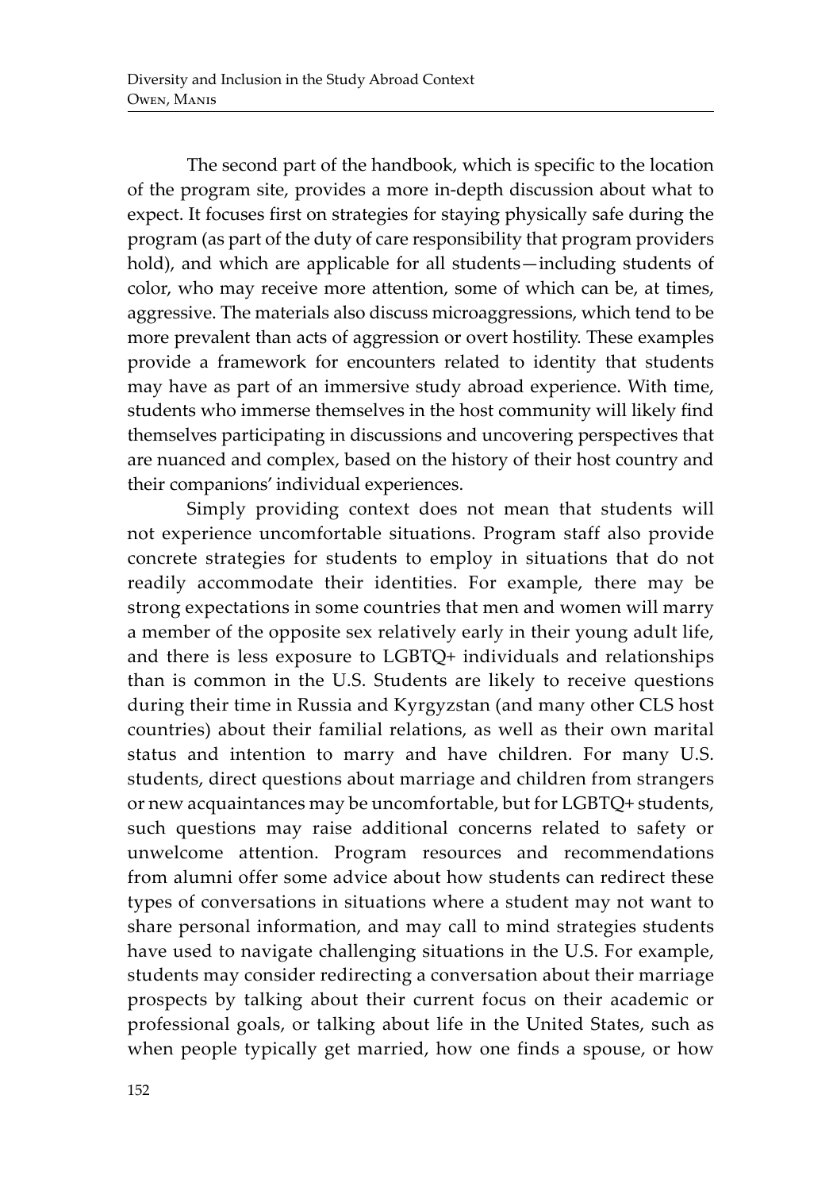The second part of the handbook, which is specific to the location of the program site, provides a more in-depth discussion about what to expect. It focuses first on strategies for staying physically safe during the program (as part of the duty of care responsibility that program providers hold), and which are applicable for all students—including students of color, who may receive more attention, some of which can be, at times, aggressive. The materials also discuss microaggressions, which tend to be more prevalent than acts of aggression or overt hostility. These examples provide a framework for encounters related to identity that students may have as part of an immersive study abroad experience. With time, students who immerse themselves in the host community will likely find themselves participating in discussions and uncovering perspectives that are nuanced and complex, based on the history of their host country and their companions' individual experiences.

Simply providing context does not mean that students will not experience uncomfortable situations. Program staff also provide concrete strategies for students to employ in situations that do not readily accommodate their identities. For example, there may be strong expectations in some countries that men and women will marry a member of the opposite sex relatively early in their young adult life, and there is less exposure to LGBTQ+ individuals and relationships than is common in the U.S. Students are likely to receive questions during their time in Russia and Kyrgyzstan (and many other CLS host countries) about their familial relations, as well as their own marital status and intention to marry and have children. For many U.S. students, direct questions about marriage and children from strangers or new acquaintances may be uncomfortable, but for LGBTQ+ students, such questions may raise additional concerns related to safety or unwelcome attention. Program resources and recommendations from alumni offer some advice about how students can redirect these types of conversations in situations where a student may not want to share personal information, and may call to mind strategies students have used to navigate challenging situations in the U.S. For example, students may consider redirecting a conversation about their marriage prospects by talking about their current focus on their academic or professional goals, or talking about life in the United States, such as when people typically get married, how one finds a spouse, or how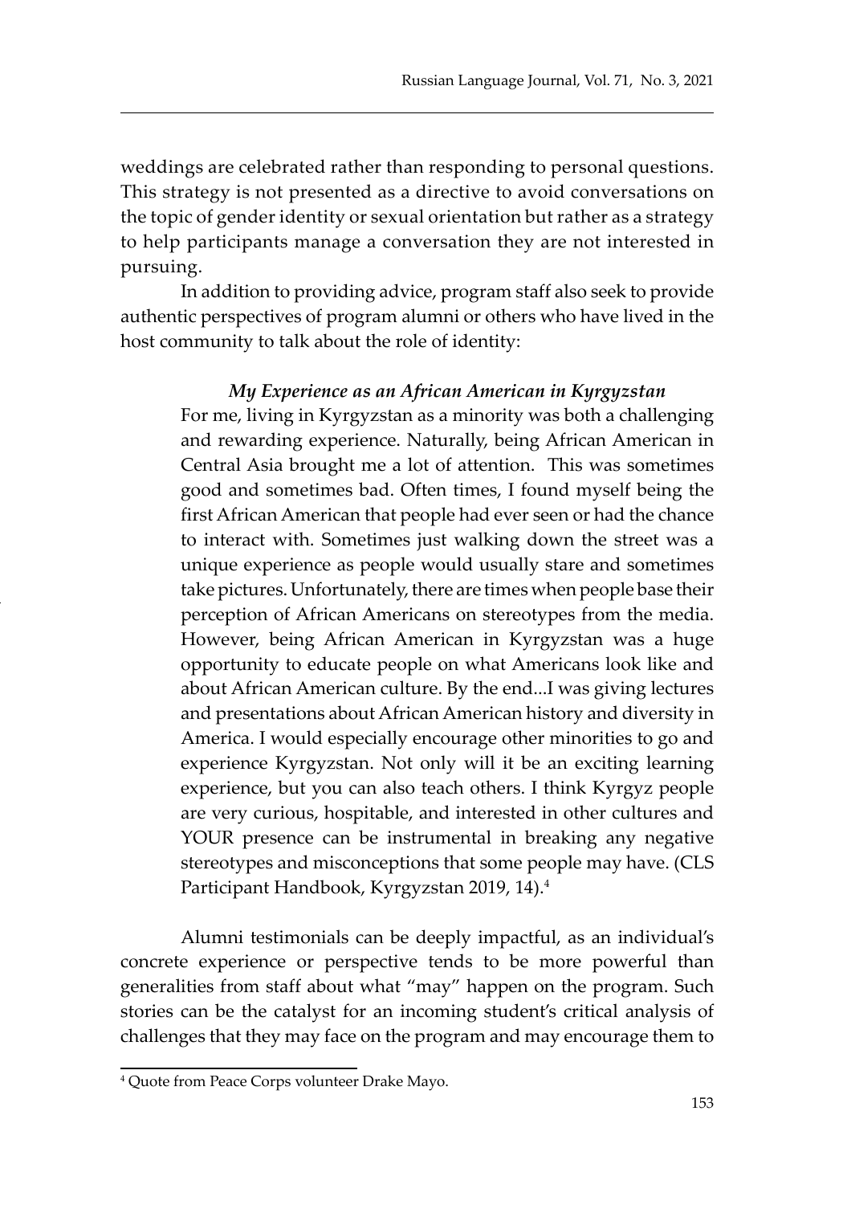weddings are celebrated rather than responding to personal questions. This strategy is not presented as a directive to avoid conversations on the topic of gender identity or sexual orientation but rather as a strategy to help participants manage a conversation they are not interested in pursuing.

In addition to providing advice, program staff also seek to provide authentic perspectives of program alumni or others who have lived in the host community to talk about the role of identity:

> ***My Experience as an African American in Kyrgyzstan***
>
> For me, living in Kyrgyzstan as a minority was both a challenging and rewarding experience. Naturally, being African American in Central Asia brought me a lot of attention. This was sometimes good and sometimes bad. Often times, I found myself being the first African American that people had ever seen or had the chance to interact with. Sometimes just walking down the street was a unique experience as people would usually stare and sometimes take pictures. Unfortunately, there are times when people base their perception of African Americans on stereotypes from the media. However, being African American in Kyrgyzstan was a huge opportunity to educate people on what Americans look like and about African American culture. By the end...I was giving lectures and presentations about African American history and diversity in America. I would especially encourage other minorities to go and experience Kyrgyzstan. Not only will it be an exciting learning experience, but you can also teach others. I think Kyrgyz people are very curious, hospitable, and interested in other cultures and YOUR presence can be instrumental in breaking any negative stereotypes and misconceptions that some people may have. (CLS Participant Handbook, Kyrgyzstan 2019, 14).[4]

Alumni testimonials can be deeply impactful, as an individual's concrete experience or perspective tends to be more powerful than generalities from staff about what "may" happen on the program. Such stories can be the catalyst for an incoming student's critical analysis of challenges that they may face on the program and may encourage them to

[4] Quote from Peace Corps volunteer Drake Mayo.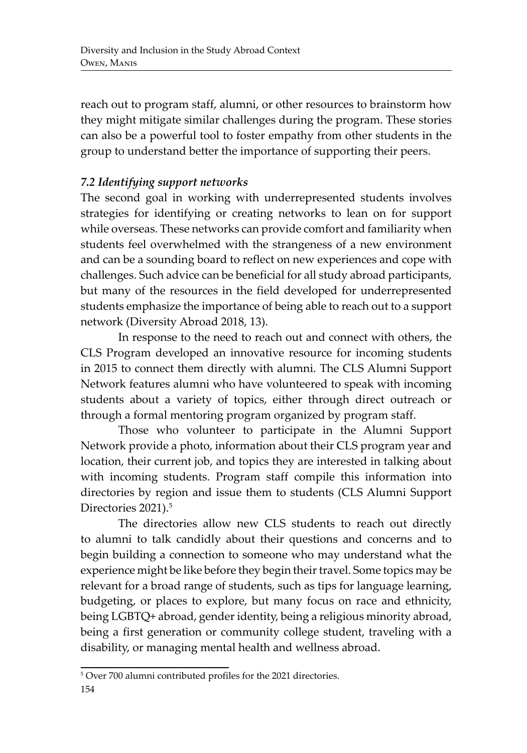reach out to program staff, alumni, or other resources to brainstorm how they might mitigate similar challenges during the program. These stories can also be a powerful tool to foster empathy from other students in the group to understand better the importance of supporting their peers.

### *7.2 Identifying support networks*

The second goal in working with underrepresented students involves strategies for identifying or creating networks to lean on for support while overseas. These networks can provide comfort and familiarity when students feel overwhelmed with the strangeness of a new environment and can be a sounding board to reflect on new experiences and cope with challenges. Such advice can be beneficial for all study abroad participants, but many of the resources in the field developed for underrepresented students emphasize the importance of being able to reach out to a support network (Diversity Abroad 2018, 13).

In response to the need to reach out and connect with others, the CLS Program developed an innovative resource for incoming students in 2015 to connect them directly with alumni. The CLS Alumni Support Network features alumni who have volunteered to speak with incoming students about a variety of topics, either through direct outreach or through a formal mentoring program organized by program staff.

Those who volunteer to participate in the Alumni Support Network provide a photo, information about their CLS program year and location, their current job, and topics they are interested in talking about with incoming students. Program staff compile this information into directories by region and issue them to students (CLS Alumni Support Directories 2021).[5]

The directories allow new CLS students to reach out directly to alumni to talk candidly about their questions and concerns and to begin building a connection to someone who may understand what the experience might be like before they begin their travel. Some topics may be relevant for a broad range of students, such as tips for language learning, budgeting, or places to explore, but many focus on race and ethnicity, being LGBTQ+ abroad, gender identity, being a religious minority abroad, being a first generation or community college student, traveling with a disability, or managing mental health and wellness abroad.

---

[5] Over 700 alumni contributed profiles for the 2021 directories.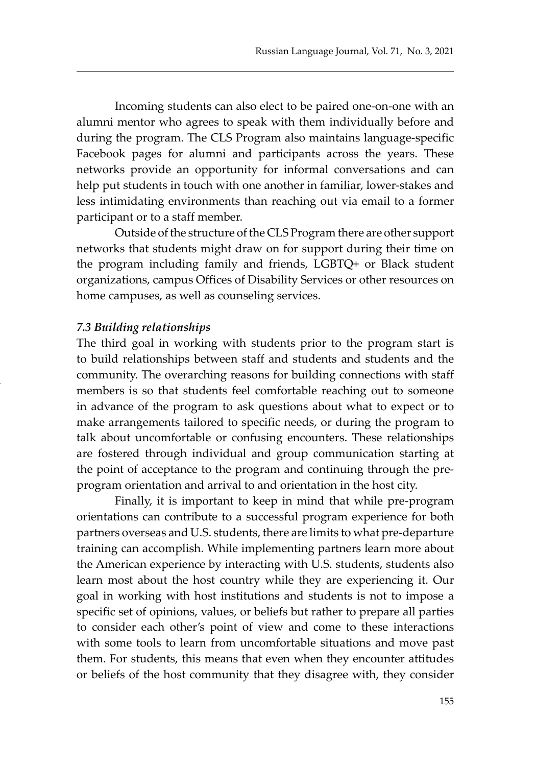Incoming students can also elect to be paired one-on-one with an alumni mentor who agrees to speak with them individually before and during the program. The CLS Program also maintains language-specific Facebook pages for alumni and participants across the years. These networks provide an opportunity for informal conversations and can help put students in touch with one another in familiar, lower-stakes and less intimidating environments than reaching out via email to a former participant or to a staff member.

Outside of the structure of the CLS Program there are other support networks that students might draw on for support during their time on the program including family and friends, LGBTQ+ or Black student organizations, campus Offices of Disability Services or other resources on home campuses, as well as counseling services.

### *7.3 Building relationships*

The third goal in working with students prior to the program start is to build relationships between staff and students and students and the community. The overarching reasons for building connections with staff members is so that students feel comfortable reaching out to someone in advance of the program to ask questions about what to expect or to make arrangements tailored to specific needs, or during the program to talk about uncomfortable or confusing encounters. These relationships are fostered through individual and group communication starting at the point of acceptance to the program and continuing through the pre-program orientation and arrival to and orientation in the host city.

Finally, it is important to keep in mind that while pre-program orientations can contribute to a successful program experience for both partners overseas and U.S. students, there are limits to what pre-departure training can accomplish. While implementing partners learn more about the American experience by interacting with U.S. students, students also learn most about the host country while they are experiencing it. Our goal in working with host institutions and students is not to impose a specific set of opinions, values, or beliefs but rather to prepare all parties to consider each other's point of view and come to these interactions with some tools to learn from uncomfortable situations and move past them. For students, this means that even when they encounter attitudes or beliefs of the host community that they disagree with, they consider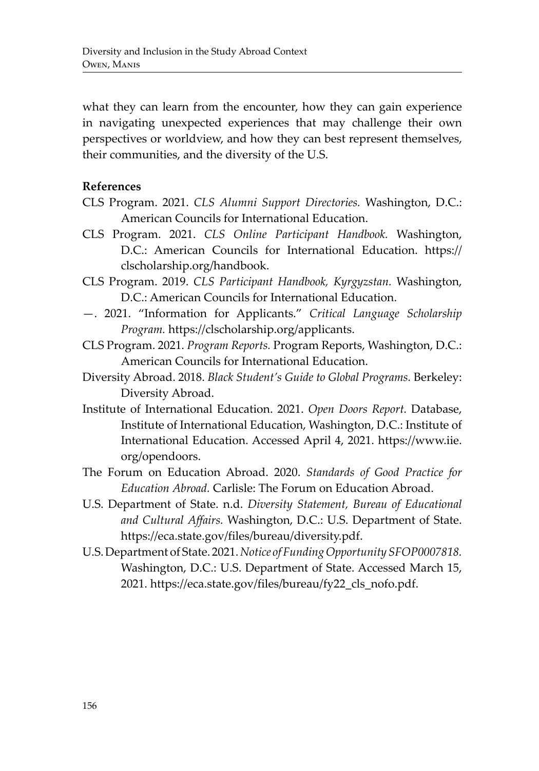what they can learn from the encounter, how they can gain experience in navigating unexpected experiences that may challenge their own perspectives or worldview, and how they can best represent themselves, their communities, and the diversity of the U.S.

**References**

CLS Program. 2021. *CLS Alumni Support Directories.* Washington, D.C.: American Councils for International Education.

CLS Program. 2021. *CLS Online Participant Handbook.* Washington, D.C.: American Councils for International Education. https://clscholarship.org/handbook.

CLS Program. 2019. *CLS Participant Handbook, Kyrgyzstan.* Washington, D.C.: American Councils for International Education.

—. 2021. "Information for Applicants." *Critical Language Scholarship Program.* https://clscholarship.org/applicants.

CLS Program. 2021. *Program Reports.* Program Reports, Washington, D.C.: American Councils for International Education.

Diversity Abroad. 2018. *Black Student's Guide to Global Programs.* Berkeley: Diversity Abroad.

Institute of International Education. 2021. *Open Doors Report.* Database, Institute of International Education, Washington, D.C.: Institute of International Education. Accessed April 4, 2021. https://www.iie.org/opendoors.

The Forum on Education Abroad. 2020. *Standards of Good Practice for Education Abroad.* Carlisle: The Forum on Education Abroad.

U.S. Department of State. n.d. *Diversity Statement, Bureau of Educational and Cultural Affairs.* Washington, D.C.: U.S. Department of State. https://eca.state.gov/files/bureau/diversity.pdf.

U.S. Department of State. 2021. *Notice of Funding Opportunity SFOP0007818.* Washington, D.C.: U.S. Department of State. Accessed March 15, 2021. https://eca.state.gov/files/bureau/fy22_cls_nofo.pdf.